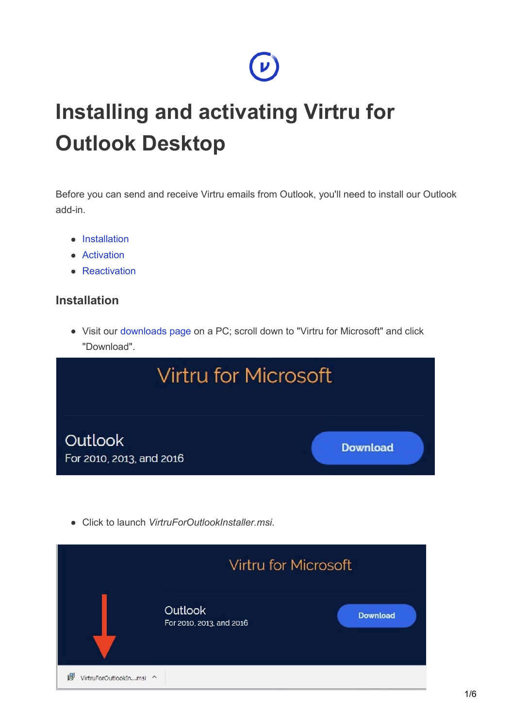# Installing and activating Virtru for Outlook Desktop

Before you can send and receive Virtru emails from Outlook, you'll need to install our Outlook add-in.

- Installation
- Activation
- Reactivation

## Installation

- Visit our downloads page on a PC; scroll down to "Virtru for Microsoft" and click "Download".

- Click to launch *VirtruForOutlookInstaller.msi*.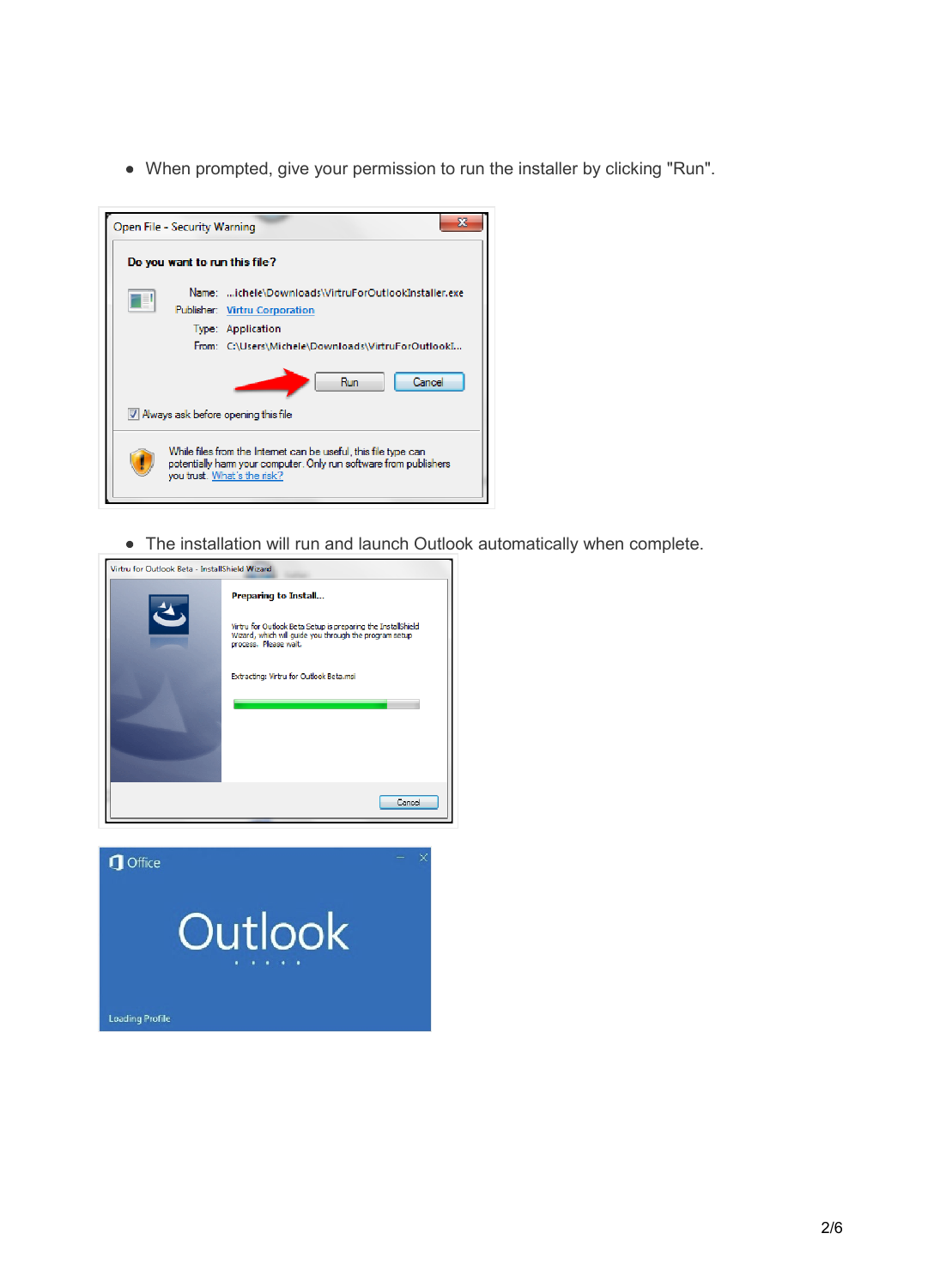- When prompted, give your permission to run the installer by clicking "Run".

- The installation will run and launch Outlook automatically when complete.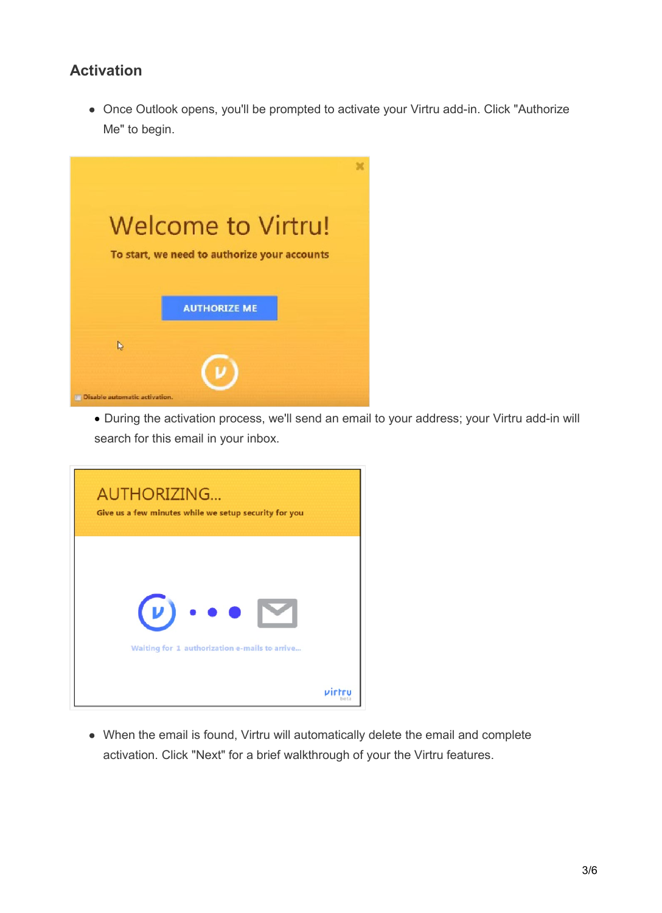## Activation

- Once Outlook opens, you'll be prompted to activate your Virtru add-in. Click "Authorize Me" to begin.

- During the activation process, we'll send an email to your address; your Virtru add-in will search for this email in your inbox.

- When the email is found, Virtru will automatically delete the email and complete activation. Click "Next" for a brief walkthrough of your the Virtru features.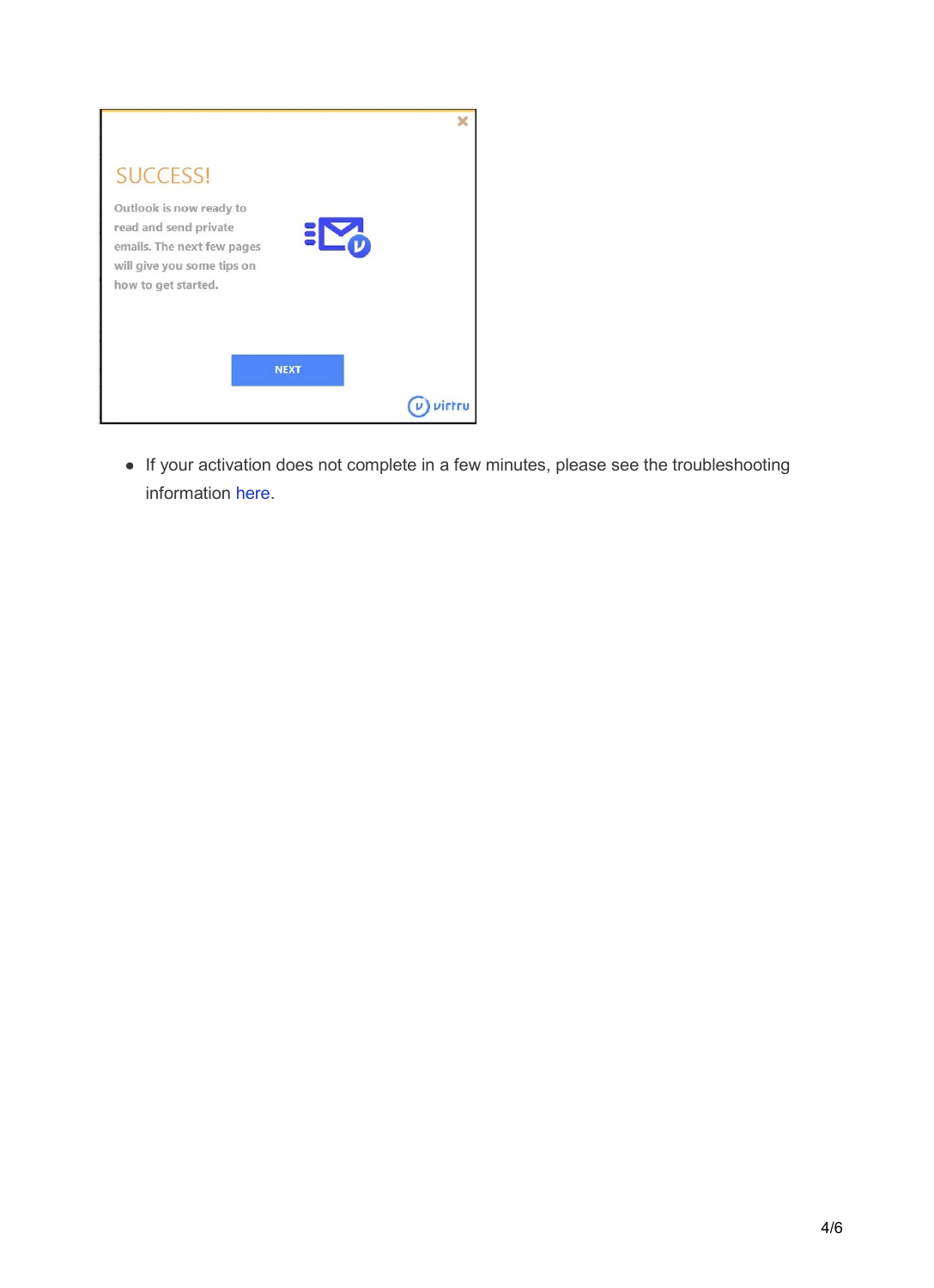- If your activation does not complete in a few minutes, please see the troubleshooting information here.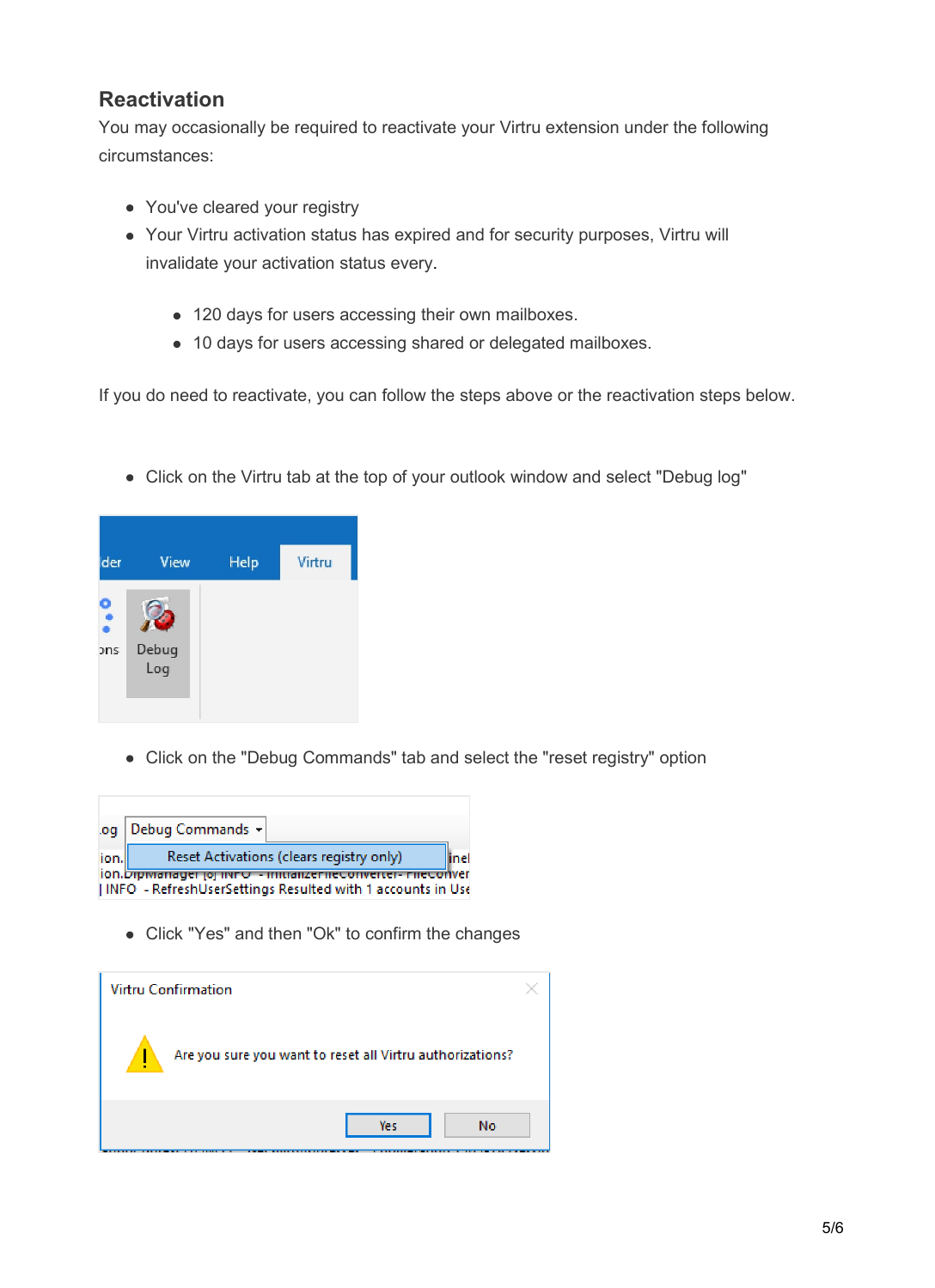## Reactivation

You may occasionally be required to reactivate your Virtru extension under the following circumstances:

- You've cleared your registry
- Your Virtru activation status has expired and for security purposes, Virtru will invalidate your activation status every.
    - 120 days for users accessing their own mailboxes.
    - 10 days for users accessing shared or delegated mailboxes.

If you do need to reactivate, you can follow the steps above or the reactivation steps below.

- Click on the Virtru tab at the top of your outlook window and select "Debug log"

- Click on the "Debug Commands" tab and select the "reset registry" option

- Click "Yes" and then "Ok" to confirm the changes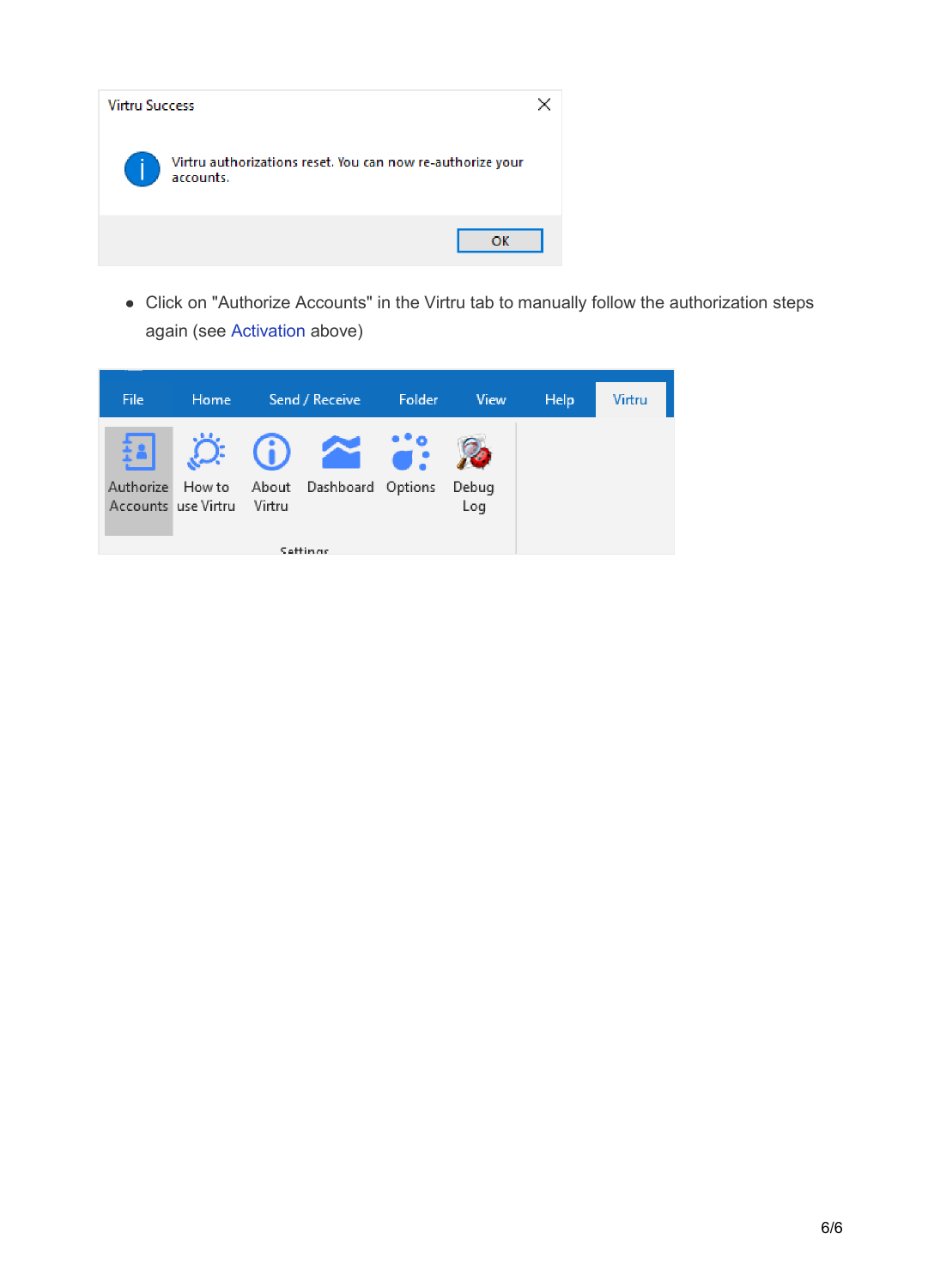- Click on "Authorize Accounts" in the Virtru tab to manually follow the authorization steps again (see Activation above)